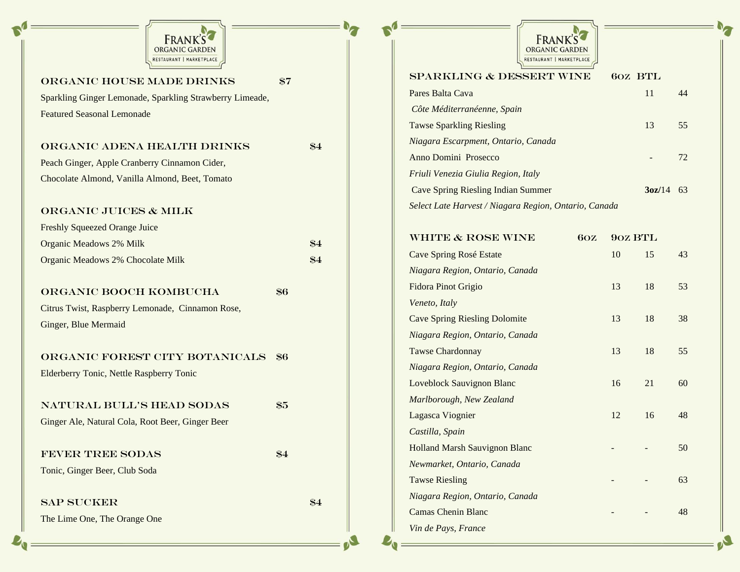# FRANK'S ORGANIC GARDEN
RESTAURANT | MARKETPLACE

## ORGANIC HOUSE MADE DRINKS — $7

Sparkling Ginger Lemonade, Sparkling Strawberry Limeade, Featured Seasonal Lemonade

## ORGANIC ADENA HEALTH DRINKS — $4

Peach Ginger, Apple Cranberry Cinnamon Cider, Chocolate Almond, Vanilla Almond, Beet, Tomato

## ORGANIC JUICES & MILK

| | |
|---|---|
| Freshly Squeezed Orange Juice | |
| Organic Meadows 2% Milk | $4 |
| Organic Meadows 2% Chocolate Milk | $4 |

## ORGANIC BOOCH KOMBUCHA — $6

Citrus Twist, Raspberry Lemonade, Cinnamon Rose, Ginger, Blue Mermaid

## ORGANIC FOREST CITY BOTANICALS — $6

Elderberry Tonic, Nettle Raspberry Tonic

## NATURAL BULL'S HEAD SODAS — $5

Ginger Ale, Natural Cola, Root Beer, Ginger Beer

## FEVER TREE SODAS — $4

Tonic, Ginger Beer, Club Soda

## SAP SUCKER — $4

The Lime One, The Orange One

# FRANK'S ORGANIC GARDEN
RESTAURANT | MARKETPLACE

## SPARKLING & DESSERT WINE

| | 6oz | BTL |
|---|---|---|
| Pares Balta Cava<br>*Côte Méditerranéenne, Spain* | 11 | 44 |
| Tawse Sparkling Riesling<br>*Niagara Escarpment, Ontario, Canada* | 13 | 55 |
| Anno Domini Prosecco<br>*Friuli Venezia Giulia Region, Italy* | - | 72 |
| Cave Spring Riesling Indian Summer<br>*Select Late Harvest / Niagara Region, Ontario, Canada* | **3oz**/14 | 63 |

## WHITE & ROSE WINE

| | 6oz | 9oz | BTL |
|---|---|---|---|
| Cave Spring Rosé Estate<br>*Niagara Region, Ontario, Canada* | 10 | 15 | 43 |
| Fidora Pinot Grigio<br>*Veneto, Italy* | 13 | 18 | 53 |
| Cave Spring Riesling Dolomite<br>*Niagara Region, Ontario, Canada* | 13 | 18 | 38 |
| Tawse Chardonnay<br>*Niagara Region, Ontario, Canada* | 13 | 18 | 55 |
| Loveblock Sauvignon Blanc<br>*Marlborough, New Zealand* | 16 | 21 | 60 |
| Lagasca Viognier<br>*Castilla, Spain* | 12 | 16 | 48 |
| Holland Marsh Sauvignon Blanc<br>*Newmarket, Ontario, Canada* | - | - | 50 |
| Tawse Riesling<br>*Niagara Region, Ontario, Canada* | - | - | 63 |
| Camas Chenin Blanc<br>*Vin de Pays, France* | - | - | 48 |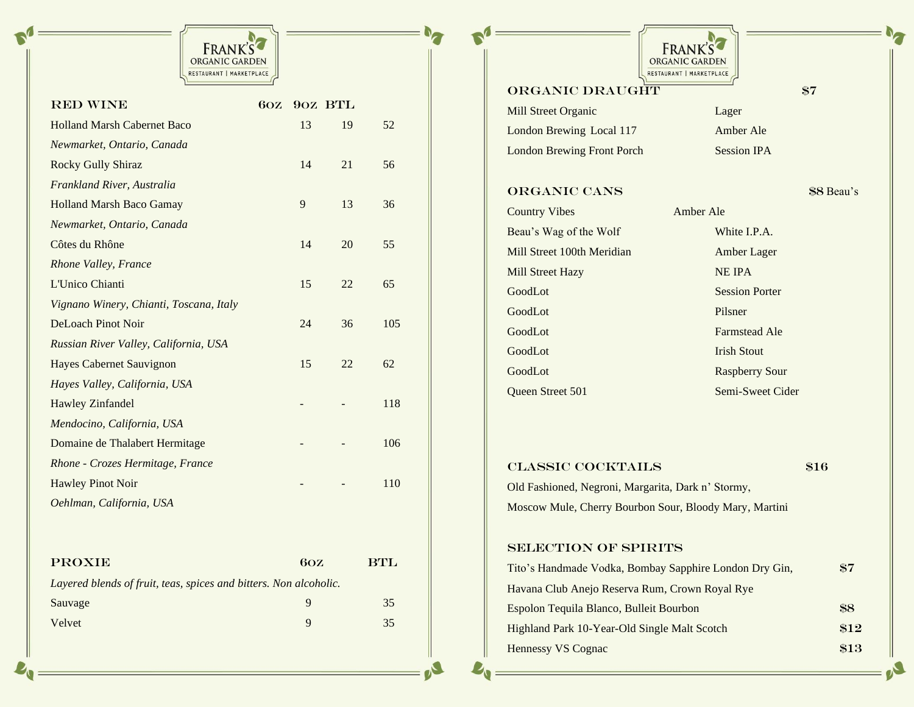FRANK'S ORGANIC GARDEN
RESTAURANT | MARKETPLACE

## RED WINE

| | 6OZ | 9OZ | BTL |
|---|---|---|---|
| Holland Marsh Cabernet Baco<br>*Newmarket, Ontario, Canada* | 13 | 19 | 52 |
| Rocky Gully Shiraz<br>*Frankland River, Australia* | 14 | 21 | 56 |
| Holland Marsh Baco Gamay<br>*Newmarket, Ontario, Canada* | 9 | 13 | 36 |
| Côtes du Rhône<br>*Rhone Valley, France* | 14 | 20 | 55 |
| L'Unico Chianti<br>*Vignano Winery, Chianti, Toscana, Italy* | 15 | 22 | 65 |
| DeLoach Pinot Noir<br>*Russian River Valley, California, USA* | 24 | 36 | 105 |
| Hayes Cabernet Sauvignon<br>*Hayes Valley, California, USA* | 15 | 22 | 62 |
| Hawley Zinfandel<br>*Mendocino, California, USA* | - | - | 118 |
| Domaine de Thalabert Hermitage<br>*Rhone - Crozes Hermitage, France* | - | - | 106 |
| Hawley Pinot Noir<br>*Oehlman, California, USA* | - | - | 110 |

## PROXIE

*Layered blends of fruit, teas, spices and bitters. Non alcoholic.*

| | 6OZ | BTL |
|---|---|---|
| Sauvage | 9 | 35 |
| Velvet | 9 | 35 |

FRANK'S ORGANIC GARDEN
RESTAURANT | MARKETPLACE

## ORGANIC DRAUGHT $7

| | |
|---|---|
| Mill Street Organic | Lager |
| London Brewing Local 117 | Amber Ale |
| London Brewing Front Porch | Session IPA |

## ORGANIC CANS $8

| | |
|---|---|
| Beau's Country Vibes | Amber Ale |
| Beau's Wag of the Wolf | White I.P.A. |
| Mill Street 100th Meridian | Amber Lager |
| Mill Street Hazy | NE IPA |
| GoodLot | Session Porter |
| GoodLot | Pilsner |
| GoodLot | Farmstead Ale |
| GoodLot | Irish Stout |
| GoodLot | Raspberry Sour |
| Queen Street 501 | Semi-Sweet Cider |

## CLASSIC COCKTAILS $16

Old Fashioned, Negroni, Margarita, Dark n' Stormy, Moscow Mule, Cherry Bourbon Sour, Bloody Mary, Martini

## SELECTION OF SPIRITS

| | |
|---|---|
| Tito's Handmade Vodka, Bombay Sapphire London Dry Gin, Havana Club Anejo Reserva Rum, Crown Royal Rye | $7 |
| Espolon Tequila Blanco, Bulleit Bourbon | $8 |
| Highland Park 10-Year-Old Single Malt Scotch | $12 |
| Hennessy VS Cognac | $13 |